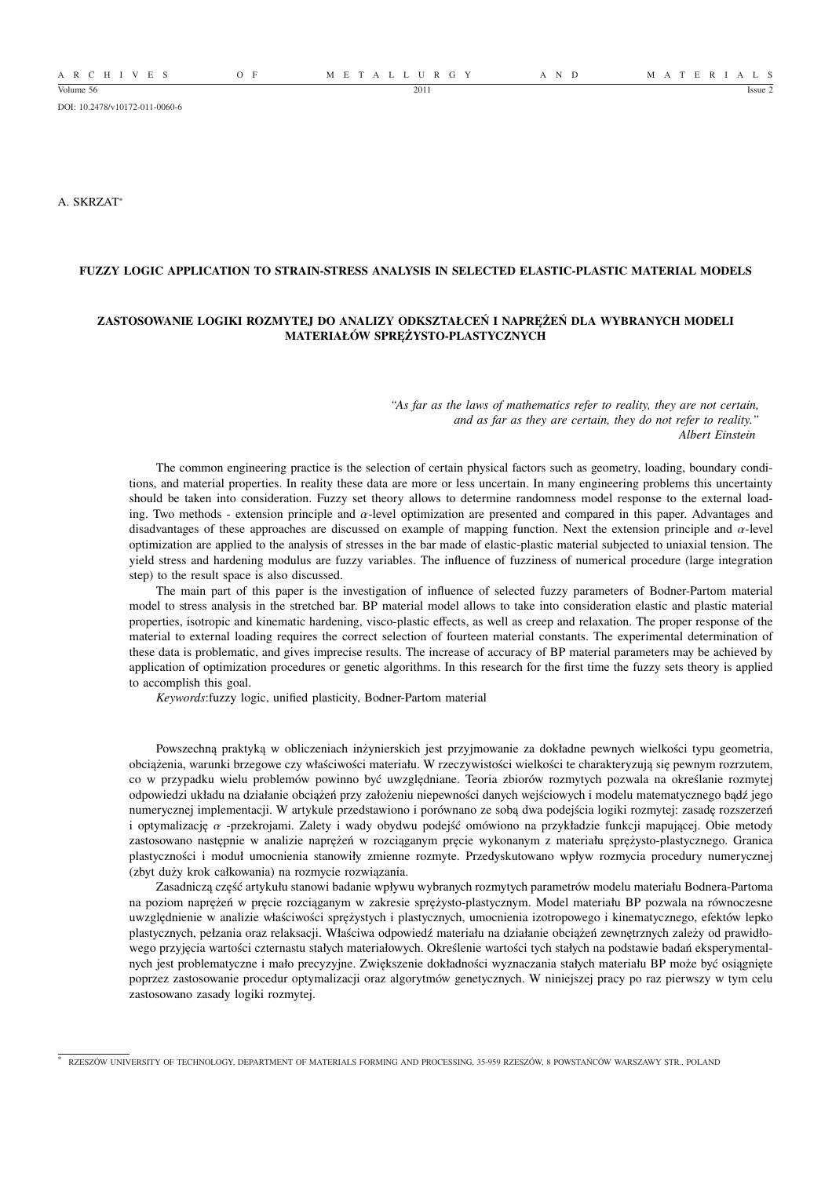DOI: 10.2478/v10172-011-0060-6

A. SKRZAT[*]

# FUZZY LOGIC APPLICATION TO STRAIN-STRESS ANALYSIS IN SELECTED ELASTIC-PLASTIC MATERIAL MODELS

# ZASTOSOWANIE LOGIKI ROZMYTEJ DO ANALIZY ODKSZTAŁCEŃ I NAPRĘŻEŃ DLA WYBRANYCH MODELI MATERIAŁÓW SPRĘŻYSTO-PLASTYCZNYCH

> *"As far as the laws of mathematics refer to reality, they are not certain, and as far as they are certain, they do not refer to reality."*
> *Albert Einstein*

The common engineering practice is the selection of certain physical factors such as geometry, loading, boundary conditions, and material properties. In reality these data are more or less uncertain. In many engineering problems this uncertainty should be taken into consideration. Fuzzy set theory allows to determine randomness model response to the external loading. Two methods - extension principle and $\alpha$-level optimization are presented and compared in this paper. Advantages and disadvantages of these approaches are discussed on example of mapping function. Next the extension principle and $\alpha$-level optimization are applied to the analysis of stresses in the bar made of elastic-plastic material subjected to uniaxial tension. The yield stress and hardening modulus are fuzzy variables. The influence of fuzziness of numerical procedure (large integration step) to the result space is also discussed.

The main part of this paper is the investigation of influence of selected fuzzy parameters of Bodner-Partom material model to stress analysis in the stretched bar. BP material model allows to take into consideration elastic and plastic material properties, isotropic and kinematic hardening, visco-plastic effects, as well as creep and relaxation. The proper response of the material to external loading requires the correct selection of fourteen material constants. The experimental determination of these data is problematic, and gives imprecise results. The increase of accuracy of BP material parameters may be achieved by application of optimization procedures or genetic algorithms. In this research for the first time the fuzzy sets theory is applied to accomplish this goal.

*Keywords*:fuzzy logic, unified plasticity, Bodner-Partom material

Powszechną praktyką w obliczeniach inżynierskich jest przyjmowanie za dokładne pewnych wielkości typu geometria, obciążenia, warunki brzegowe czy właściwości materiału. W rzeczywistości wielkości te charakteryzują się pewnym rozrzutem, co w przypadku wielu problemów powinno być uwzględniane. Teoria zbiorów rozmytych pozwala na określanie rozmytej odpowiedzi układu na działanie obciążeń przy założeniu niepewności danych wejściowych i modelu matematycznego bądź jego numerycznej implementacji. W artykule przedstawiono i porównano ze sobą dwa podejścia logiki rozmytej: zasadę rozszerzeń i optymalizację $\alpha$ -przekrojami. Zalety i wady obydwu podejść omówiono na przykładzie funkcji mapującej. Obie metody zastosowano następnie w analizie naprężeń w pręcie wykonanym z materiału sprężysto-plastycznego. Granica plastyczności i moduł umocnienia stanowiły zmienne rozmyte. Przedyskutowano wpływ rozmycia procedury numerycznej (zbyt duży krok całkowania) na rozmycie rozwiązania.

Zasadniczą część artykułu stanowi badanie wpływu wybranych rozmytych parametrów modelu materiału Bodnera-Partoma na poziom naprężeń w pręcie rozciąganym w zakresie sprężysto-plastycznym. Model materiału BP pozwala na równoczesne uwzględnienie w analizie właściwości sprężystych i plastycznych, umocnienia izotropowego i kinematycznego, efektów lepko plastycznych, pełzania oraz relaksacji. Właściwa odpowiedź materiału na działanie obciążeń zewnętrznych zależy od prawidłowego przyjęcia wartości czternastu stałych materiałowych. Określenie wartości tych stałych na podstawie badań eksperymentalnych jest problematyczne i mało precyzyjne. Zwiększenie dokładności wyznaczania stałych materiału BP może być osiągnięte poprzez zastosowanie procedur optymalizacji oraz algorytmów genetycznych. W niniejszej pracy po raz pierwszy w tym celu zastosowano zasady logiki rozmytej.

[*] RZESZÓW UNIVERSITY OF TECHNOLOGY, DEPARTMENT OF MATERIALS FORMING AND PROCESSING, 35-959 RZESZÓW, 8 POWSTAŃCÓW WARSZAWY STR., POLAND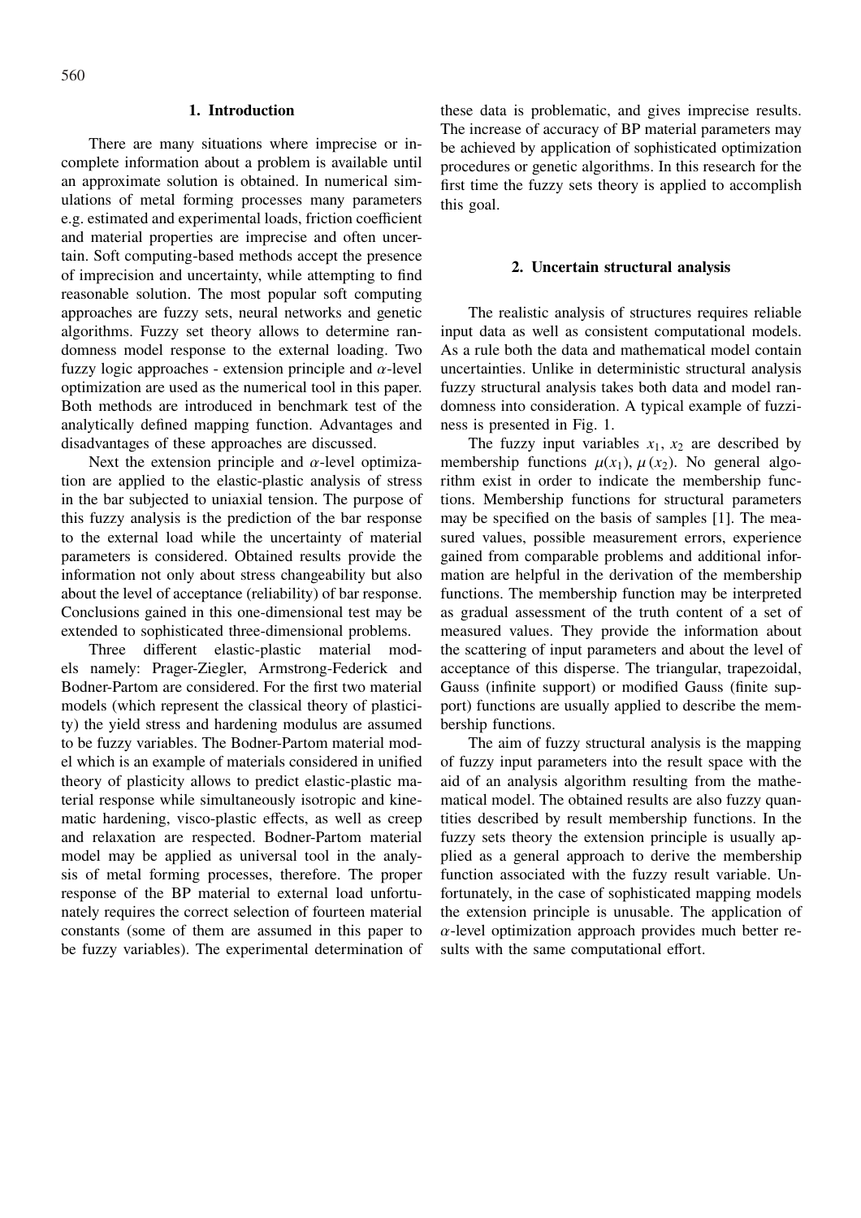## 1. Introduction

There are many situations where imprecise or incomplete information about a problem is available until an approximate solution is obtained. In numerical simulations of metal forming processes many parameters e.g. estimated and experimental loads, friction coefficient and material properties are imprecise and often uncertain. Soft computing-based methods accept the presence of imprecision and uncertainty, while attempting to find reasonable solution. The most popular soft computing approaches are fuzzy sets, neural networks and genetic algorithms. Fuzzy set theory allows to determine randomness model response to the external loading. Two fuzzy logic approaches - extension principle and $\alpha$-level optimization are used as the numerical tool in this paper. Both methods are introduced in benchmark test of the analytically defined mapping function. Advantages and disadvantages of these approaches are discussed.

Next the extension principle and $\alpha$-level optimization are applied to the elastic-plastic analysis of stress in the bar subjected to uniaxial tension. The purpose of this fuzzy analysis is the prediction of the bar response to the external load while the uncertainty of material parameters is considered. Obtained results provide the information not only about stress changeability but also about the level of acceptance (reliability) of bar response. Conclusions gained in this one-dimensional test may be extended to sophisticated three-dimensional problems.

Three different elastic-plastic material models namely: Prager-Ziegler, Armstrong-Federick and Bodner-Partom are considered. For the first two material models (which represent the classical theory of plasticity) the yield stress and hardening modulus are assumed to be fuzzy variables. The Bodner-Partom material model which is an example of materials considered in unified theory of plasticity allows to predict elastic-plastic material response while simultaneously isotropic and kinematic hardening, visco-plastic effects, as well as creep and relaxation are respected. Bodner-Partom material model may be applied as universal tool in the analysis of metal forming processes, therefore. The proper response of the BP material to external load unfortunately requires the correct selection of fourteen material constants (some of them are assumed in this paper to be fuzzy variables). The experimental determination of these data is problematic, and gives imprecise results. The increase of accuracy of BP material parameters may be achieved by application of sophisticated optimization procedures or genetic algorithms. In this research for the first time the fuzzy sets theory is applied to accomplish this goal.

## 2. Uncertain structural analysis

The realistic analysis of structures requires reliable input data as well as consistent computational models. As a rule both the data and mathematical model contain uncertainties. Unlike in deterministic structural analysis fuzzy structural analysis takes both data and model randomness into consideration. A typical example of fuzziness is presented in Fig. 1.

The fuzzy input variables $x_1$, $x_2$ are described by membership functions $\mu(x_1)$, $\mu(x_2)$. No general algorithm exist in order to indicate the membership functions. Membership functions for structural parameters may be specified on the basis of samples [1]. The measured values, possible measurement errors, experience gained from comparable problems and additional information are helpful in the derivation of the membership functions. The membership function may be interpreted as gradual assessment of the truth content of a set of measured values. They provide the information about the scattering of input parameters and about the level of acceptance of this disperse. The triangular, trapezoidal, Gauss (infinite support) or modified Gauss (finite support) functions are usually applied to describe the membership functions.

The aim of fuzzy structural analysis is the mapping of fuzzy input parameters into the result space with the aid of an analysis algorithm resulting from the mathematical model. The obtained results are also fuzzy quantities described by result membership functions. In the fuzzy sets theory the extension principle is usually applied as a general approach to derive the membership function associated with the fuzzy result variable. Unfortunately, in the case of sophisticated mapping models the extension principle is unusable. The application of $\alpha$-level optimization approach provides much better results with the same computational effort.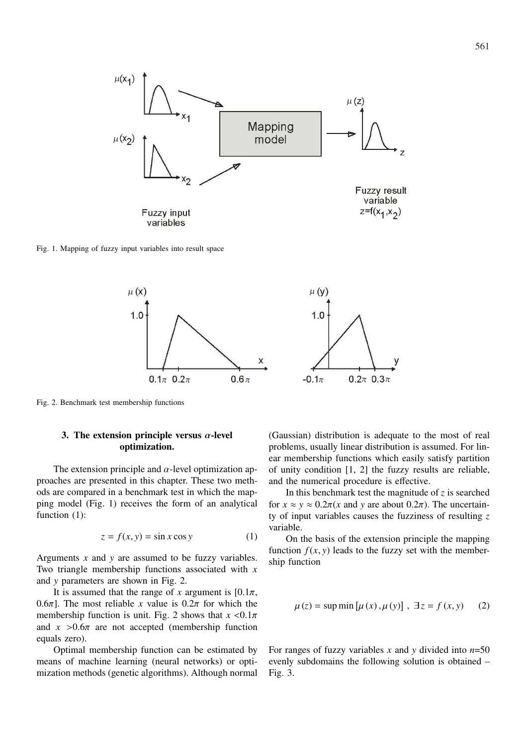Fig. 1. Mapping of fuzzy input variables into result space

Fig. 2. Benchmark test membership functions

### 3. The extension principle versus $\alpha$-level optimization.

The extension principle and $\alpha$-level optimization approaches are presented in this chapter. These two methods are compared in a benchmark test in which the mapping model (Fig. 1) receives the form of an analytical function (1):

$$z = f(x, y) = \sin x \cos y \tag{1}$$

Arguments $x$ and $y$ are assumed to be fuzzy variables. Two triangle membership functions associated with $x$ and $y$ parameters are shown in Fig. 2.

It is assumed that the range of $x$ argument is $[0.1\pi, 0.6\pi]$. The most reliable $x$ value is $0.2\pi$ for which the membership function is unit. Fig. 2 shows that $x < 0.1\pi$ and $x > 0.6\pi$ are not accepted (membership function equals zero).

Optimal membership function can be estimated by means of machine learning (neural networks) or optimization methods (genetic algorithms). Although normal (Gaussian) distribution is adequate to the most of real problems, usually linear distribution is assumed. For linear membership functions which easily satisfy partition of unity condition [1, 2] the fuzzy results are reliable, and the numerical procedure is effective.

In this benchmark test the magnitude of $z$ is searched for $x \approx y \approx 0.2\pi$($x$ and $y$ are about $0.2\pi$). The uncertainty of input variables causes the fuzziness of resulting $z$ variable.

On the basis of the extension principle the mapping function $f(x, y)$ leads to the fuzzy set with the membership function

$$\mu(z) = \sup \min \left[\mu(x), \mu(y)\right], \ \exists z = f(x, y) \tag{2}$$

For ranges of fuzzy variables $x$ and $y$ divided into $n$=50 evenly subdomains the following solution is obtained – Fig. 3.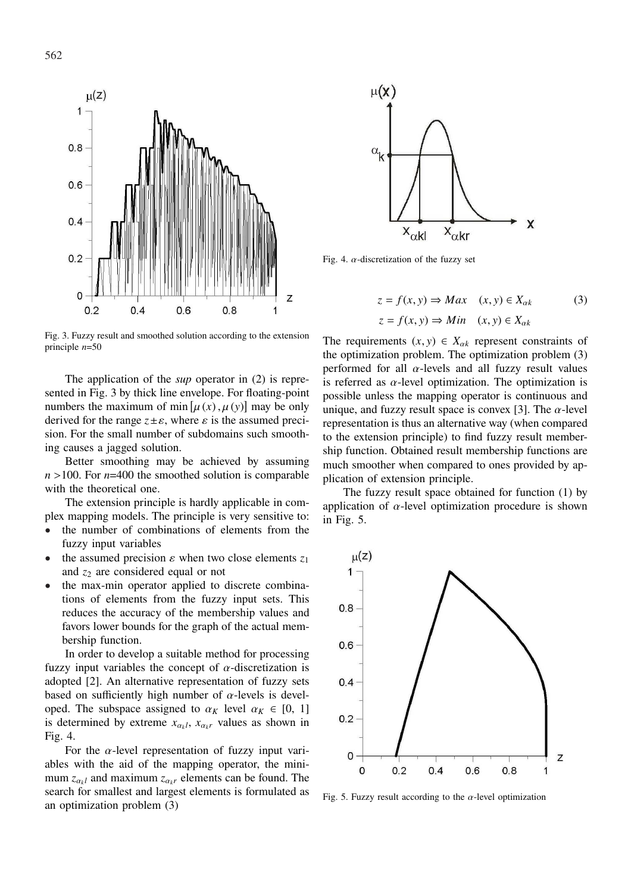Fig. 3. Fuzzy result and smoothed solution according to the extension principle $n$=50

The application of the *sup* operator in (2) is represented in Fig. 3 by thick line envelope. For floating-point numbers the maximum of $\min[\mu(x), \mu(y)]$ may be only derived for the range $z \pm \varepsilon$, where $\varepsilon$ is the assumed precision. For the small number of subdomains such smoothing causes a jagged solution.

Better smoothing may be achieved by assuming $n > 100$. For $n$=400 the smoothed solution is comparable with the theoretical one.

The extension principle is hardly applicable in complex mapping models. The principle is very sensitive to:

- the number of combinations of elements from the fuzzy input variables
- the assumed precision $\varepsilon$ when two close elements $z_1$ and $z_2$ are considered equal or not
- the max-min operator applied to discrete combinations of elements from the fuzzy input sets. This reduces the accuracy of the membership values and favors lower bounds for the graph of the actual membership function.

In order to develop a suitable method for processing fuzzy input variables the concept of $\alpha$-discretization is adopted [2]. An alternative representation of fuzzy sets based on sufficiently high number of $\alpha$-levels is developed. The subspace assigned to $\alpha_K$ level $\alpha_K \in [0, 1]$ is determined by extreme $x_{\alpha_k l}$, $x_{\alpha_k r}$ values as shown in Fig. 4.

For the $\alpha$-level representation of fuzzy input variables with the aid of the mapping operator, the minimum $z_{\alpha_k l}$ and maximum $z_{\alpha_k r}$ elements can be found. The search for smallest and largest elements is formulated as an optimization problem (3)

Fig. 4. $\alpha$-discretization of the fuzzy set

$$
\begin{aligned}
z &= f(x, y) \Rightarrow Max \quad (x, y) \in X_{\alpha k} \\
z &= f(x, y) \Rightarrow Min \quad (x, y) \in X_{\alpha k}
\end{aligned}
\tag{3}
$$

The requirements $(x, y) \in X_{\alpha k}$ represent constraints of the optimization problem. The optimization problem (3) performed for all $\alpha$-levels and all fuzzy result values is referred as $\alpha$-level optimization. The optimization is possible unless the mapping operator is continuous and unique, and fuzzy result space is convex [3]. The $\alpha$-level representation is thus an alternative way (when compared to the extension principle) to find fuzzy result membership function. Obtained result membership functions are much smoother when compared to ones provided by application of extension principle.

The fuzzy result space obtained for function (1) by application of $\alpha$-level optimization procedure is shown in Fig. 5.

Fig. 5. Fuzzy result according to the $\alpha$-level optimization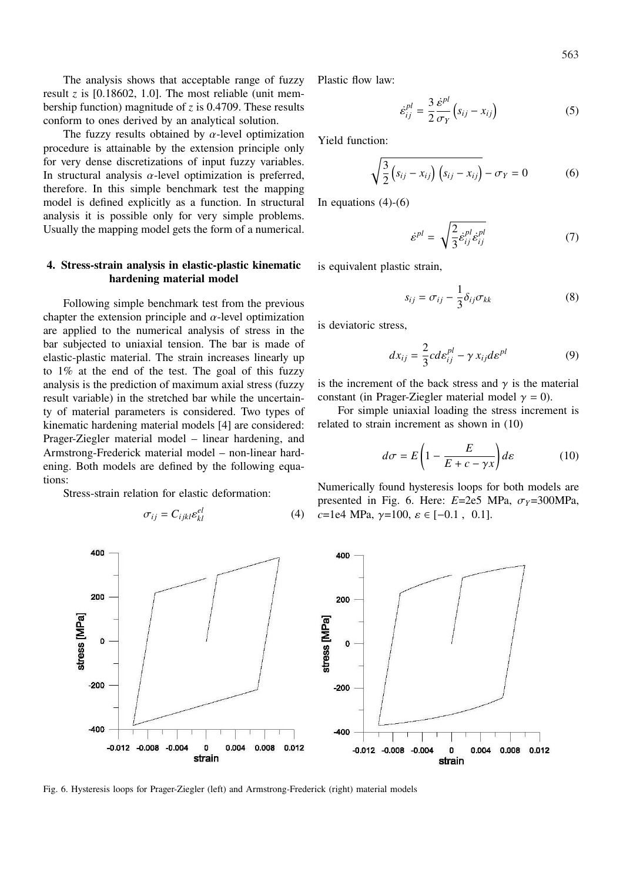The analysis shows that acceptable range of fuzzy result $z$ is [0.18602, 1.0]. The most reliable (unit membership function) magnitude of $z$ is 0.4709. These results conform to ones derived by an analytical solution.

The fuzzy results obtained by $\alpha$-level optimization procedure is attainable by the extension principle only for very dense discretizations of input fuzzy variables. In structural analysis $\alpha$-level optimization is preferred, therefore. In this simple benchmark test the mapping model is defined explicitly as a function. In structural analysis it is possible only for very simple problems. Usually the mapping model gets the form of a numerical.

## 4. Stress-strain analysis in elastic-plastic kinematic hardening material model

Following simple benchmark test from the previous chapter the extension principle and $\alpha$-level optimization are applied to the numerical analysis of stress in the bar subjected to uniaxial tension. The bar is made of elastic-plastic material. The strain increases linearly up to 1% at the end of the test. The goal of this fuzzy analysis is the prediction of maximum axial stress (fuzzy result variable) in the stretched bar while the uncertainty of material parameters is considered. Two types of kinematic hardening material models [4] are considered: Prager-Ziegler material model – linear hardening, and Armstrong-Frederick material model – non-linear hardening. Both models are defined by the following equations:

Stress-strain relation for elastic deformation:

$$\sigma_{ij} = C_{ijkl}\varepsilon_{kl}^{el} \tag{4}$$

Plastic flow law:

$$\dot{\varepsilon}_{ij}^{pl} = \frac{3}{2}\frac{\dot{\varepsilon}^{pl}}{\sigma_Y}\left(s_{ij} - x_{ij}\right) \tag{5}$$

Yield function:

$$\sqrt{\frac{3}{2}\left(s_{ij} - x_{ij}\right)\left(s_{ij} - x_{ij}\right)} - \sigma_Y = 0 \tag{6}$$

In equations (4)-(6)

$$\dot{\varepsilon}^{pl} = \sqrt{\frac{2}{3}\dot{\varepsilon}_{ij}^{pl}\dot{\varepsilon}_{ij}^{pl}} \tag{7}$$

is equivalent plastic strain,

$$s_{ij} = \sigma_{ij} - \frac{1}{3}\delta_{ij}\sigma_{kk} \tag{8}$$

is deviatoric stress,

$$dx_{ij} = \frac{2}{3}c d\varepsilon_{ij}^{pl} - \gamma\, x_{ij} d\varepsilon^{pl} \tag{9}$$

is the increment of the back stress and $\gamma$ is the material constant (in Prager-Ziegler material model $\gamma = 0$).

For simple uniaxial loading the stress increment is related to strain increment as shown in (10)

$$d\sigma = E\left(1 - \frac{E}{E + c - \gamma x}\right)d\varepsilon \tag{10}$$

Numerically found hysteresis loops for both models are presented in Fig. 6. Here: $E$=2e5 MPa, $\sigma_Y$=300MPa, $c$=1e4 MPa, $\gamma$=100, $\varepsilon \in [-0.1\ ,\ 0.1]$.

Fig. 6. Hysteresis loops for Prager-Ziegler (left) and Armstrong-Frederick (right) material models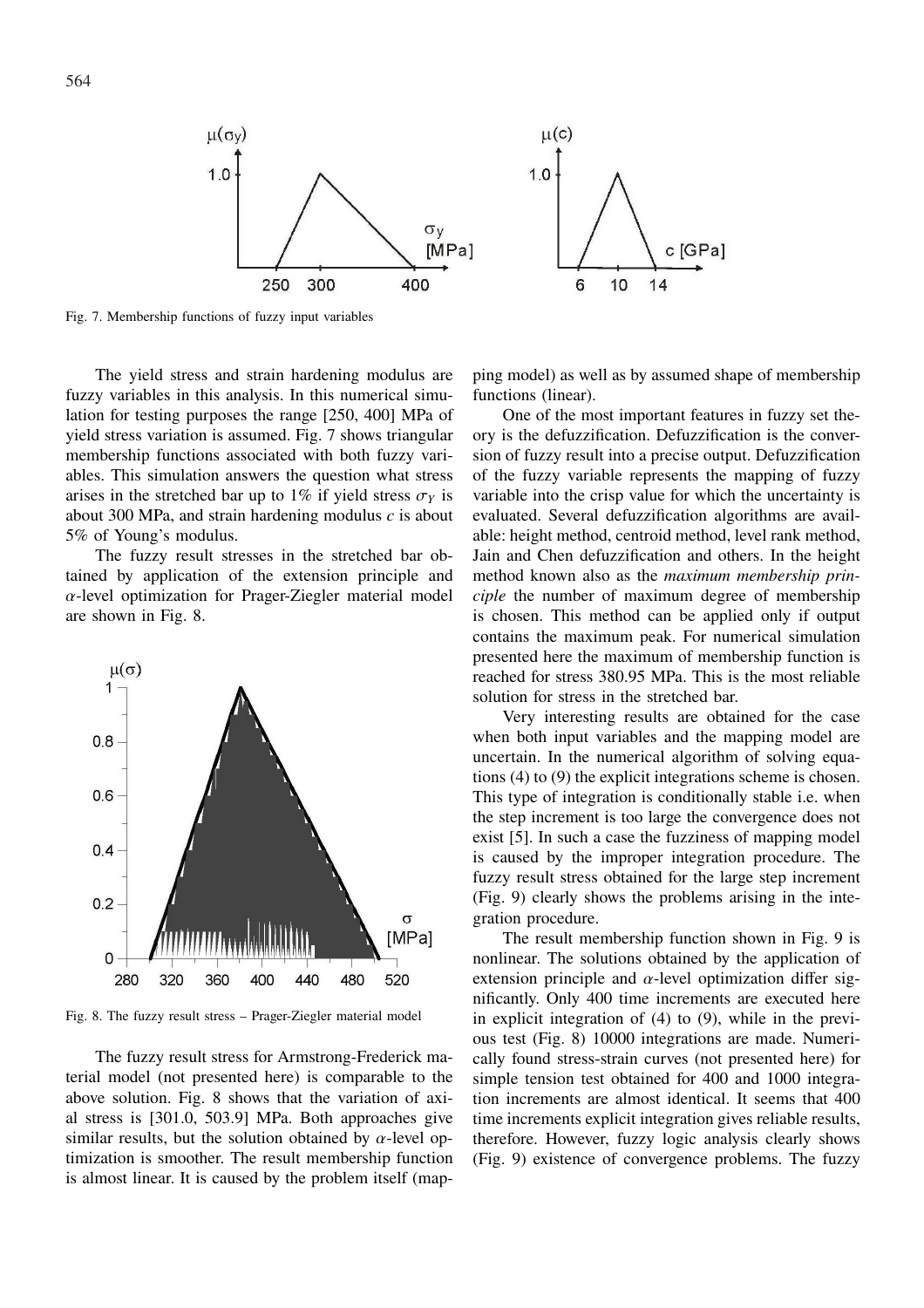Fig. 7. Membership functions of fuzzy input variables

The yield stress and strain hardening modulus are fuzzy variables in this analysis. In this numerical simulation for testing purposes the range [250, 400] MPa of yield stress variation is assumed. Fig. 7 shows triangular membership functions associated with both fuzzy variables. This simulation answers the question what stress arises in the stretched bar up to 1% if yield stress $\sigma_Y$ is about 300 MPa, and strain hardening modulus $c$ is about 5% of Young's modulus.

The fuzzy result stresses in the stretched bar obtained by application of the extension principle and $\alpha$-level optimization for Prager-Ziegler material model are shown in Fig. 8.

Fig. 8. The fuzzy result stress – Prager-Ziegler material model

The fuzzy result stress for Armstrong-Frederick material model (not presented here) is comparable to the above solution. Fig. 8 shows that the variation of axial stress is [301.0, 503.9] MPa. Both approaches give similar results, but the solution obtained by $\alpha$-level optimization is smoother. The result membership function is almost linear. It is caused by the problem itself (mapping model) as well as by assumed shape of membership functions (linear).

One of the most important features in fuzzy set theory is the defuzzification. Defuzzification is the conversion of fuzzy result into a precise output. Defuzzification of the fuzzy variable represents the mapping of fuzzy variable into the crisp value for which the uncertainty is evaluated. Several defuzzification algorithms are available: height method, centroid method, level rank method, Jain and Chen defuzzification and others. In the height method known also as the *maximum membership principle* the number of maximum degree of membership is chosen. This method can be applied only if output contains the maximum peak. For numerical simulation presented here the maximum of membership function is reached for stress 380.95 MPa. This is the most reliable solution for stress in the stretched bar.

Very interesting results are obtained for the case when both input variables and the mapping model are uncertain. In the numerical algorithm of solving equations (4) to (9) the explicit integrations scheme is chosen. This type of integration is conditionally stable i.e. when the step increment is too large the convergence does not exist [5]. In such a case the fuzziness of mapping model is caused by the improper integration procedure. The fuzzy result stress obtained for the large step increment (Fig. 9) clearly shows the problems arising in the integration procedure.

The result membership function shown in Fig. 9 is nonlinear. The solutions obtained by the application of extension principle and $\alpha$-level optimization differ significantly. Only 400 time increments are executed here in explicit integration of (4) to (9), while in the previous test (Fig. 8) 10000 integrations are made. Numerically found stress-strain curves (not presented here) for simple tension test obtained for 400 and 1000 integration increments are almost identical. It seems that 400 time increments explicit integration gives reliable results, therefore. However, fuzzy logic analysis clearly shows (Fig. 9) existence of convergence problems. The fuzzy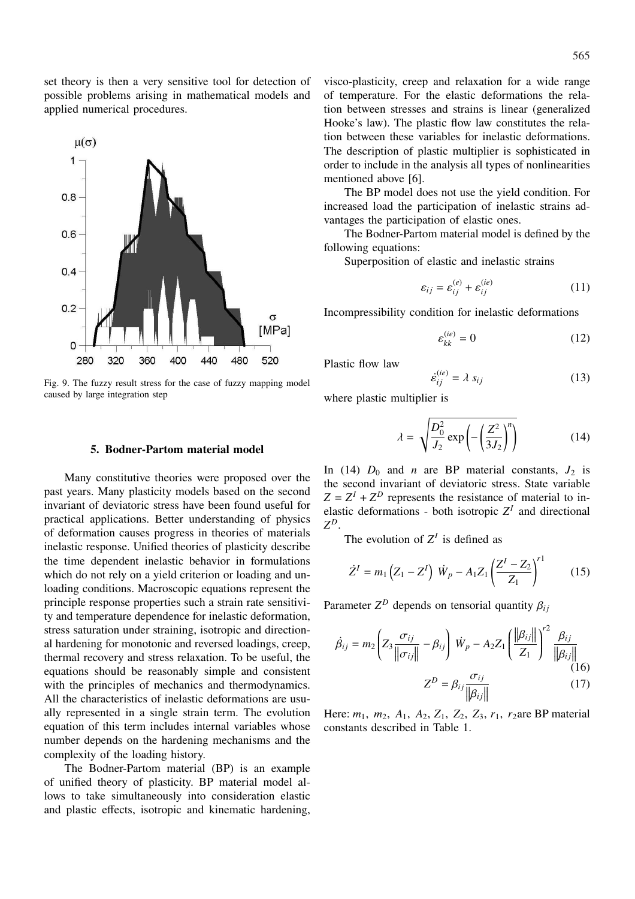set theory is then a very sensitive tool for detection of possible problems arising in mathematical models and applied numerical procedures.

Fig. 9. The fuzzy result stress for the case of fuzzy mapping model caused by large integration step

## 5. Bodner-Partom material model

Many constitutive theories were proposed over the past years. Many plasticity models based on the second invariant of deviatoric stress have been found useful for practical applications. Better understanding of physics of deformation causes progress in theories of materials inelastic response. Unified theories of plasticity describe the time dependent inelastic behavior in formulations which do not rely on a yield criterion or loading and unloading conditions. Macroscopic equations represent the principle response properties such a strain rate sensitivity and temperature dependence for inelastic deformation, stress saturation under straining, isotropic and directional hardening for monotonic and reversed loadings, creep, thermal recovery and stress relaxation. To be useful, the equations should be reasonably simple and consistent with the principles of mechanics and thermodynamics. All the characteristics of inelastic deformations are usually represented in a single strain term. The evolution equation of this term includes internal variables whose number depends on the hardening mechanisms and the complexity of the loading history.

The Bodner-Partom material (BP) is an example of unified theory of plasticity. BP material model allows to take simultaneously into consideration elastic and plastic effects, isotropic and kinematic hardening, visco-plasticity, creep and relaxation for a wide range of temperature. For the elastic deformations the relation between stresses and strains is linear (generalized Hooke's law). The plastic flow law constitutes the relation between these variables for inelastic deformations. The description of plastic multiplier is sophisticated in order to include in the analysis all types of nonlinearities mentioned above [6].

The BP model does not use the yield condition. For increased load the participation of inelastic strains advantages the participation of elastic ones.

The Bodner-Partom material model is defined by the following equations:

Superposition of elastic and inelastic strains

$$\varepsilon_{ij} = \varepsilon_{ij}^{(e)} + \varepsilon_{ij}^{(ie)} \tag{11}$$

Incompressibility condition for inelastic deformations

$$\varepsilon_{kk}^{(ie)} = 0 \tag{12}$$

Plastic flow law

$$\dot{\varepsilon}_{ij}^{(ie)} = \lambda \, s_{ij} \tag{13}$$

where plastic multiplier is

$$\lambda = \sqrt{\frac{D_0^2}{J_2} \exp\left(-\left(\frac{Z^2}{3J_2}\right)^n\right)} \tag{14}$$

In (14) $D_0$ and $n$ are BP material constants, $J_2$ is the second invariant of deviatoric stress. State variable $Z = Z^I + Z^D$ represents the resistance of material to inelastic deformations - both isotropic $Z^I$ and directional $Z^D$.

The evolution of $Z^I$ is defined as

$$\dot{Z}^I = m_1 \left(Z_1 - Z^I\right) \dot{W}_p - A_1 Z_1 \left(\frac{Z^I - Z_2}{Z_1}\right)^{r1} \tag{15}$$

Parameter $Z^D$ depends on tensorial quantity $\beta_{ij}$

$$\dot{\beta}_{ij} = m_2 \left(Z_3 \frac{\sigma_{ij}}{\left\|\sigma_{ij}\right\|} - \beta_{ij}\right) \dot{W}_p - A_2 Z_1 \left(\frac{\left\|\beta_{ij}\right\|}{Z_1}\right)^{r2} \frac{\beta_{ij}}{\left\|\beta_{ij}\right\|} \tag{16}$$

$$Z^D = \beta_{ij} \frac{\sigma_{ij}}{\left\|\beta_{ij}\right\|} \tag{17}$$

Here: $m_1$, $m_2$, $A_1$, $A_2$, $Z_1$, $Z_2$, $Z_3$, $r_1$, $r_2$ are BP material constants described in Table 1.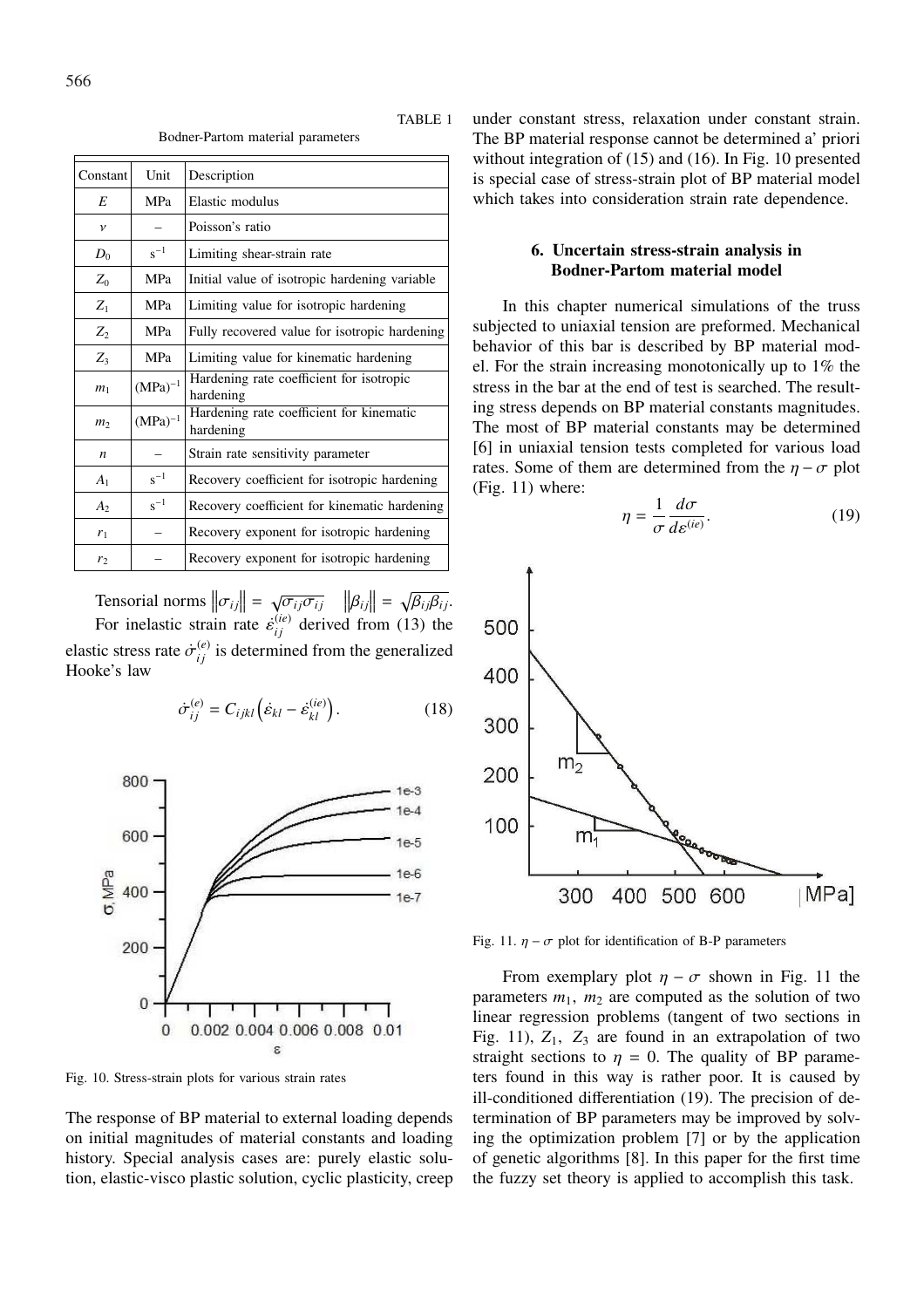TABLE 1

Bodner-Partom material parameters

| Constant | Unit | Description |
|---|---|---|
| $E$ | MPa | Elastic modulus |
| $\nu$ | – | Poisson's ratio |
| $D_0$ | $s^{-1}$ | Limiting shear-strain rate |
| $Z_0$ | MPa | Initial value of isotropic hardening variable |
| $Z_1$ | MPa | Limiting value for isotropic hardening |
| $Z_2$ | MPa | Fully recovered value for isotropic hardening |
| $Z_3$ | MPa | Limiting value for kinematic hardening |
| $m_1$ | $(MPa)^{-1}$ | Hardening rate coefficient for isotropic hardening |
| $m_2$ | $(MPa)^{-1}$ | Hardening rate coefficient for kinematic hardening |
| $n$ | – | Strain rate sensitivity parameter |
| $A_1$ | $s^{-1}$ | Recovery coefficient for isotropic hardening |
| $A_2$ | $s^{-1}$ | Recovery coefficient for kinematic hardening |
| $r_1$ | – | Recovery exponent for isotropic hardening |
| $r_2$ | – | Recovery exponent for isotropic hardening |

Tensorial norms $\|\sigma_{ij}\| = \sqrt{\sigma_{ij}\sigma_{ij}}$ $\quad \|\beta_{ij}\| = \sqrt{\beta_{ij}\beta_{ij}}$.

For inelastic strain rate $\dot{\varepsilon}_{ij}^{(ie)}$ derived from (13) the elastic stress rate $\dot{\sigma}_{ij}^{(e)}$ is determined from the generalized Hooke's law

$$\dot{\sigma}_{ij}^{(e)} = C_{ijkl}\left(\dot{\varepsilon}_{kl} - \dot{\varepsilon}_{kl}^{(ie)}\right). \tag{18}$$

Fig. 10. Stress-strain plots for various strain rates

The response of BP material to external loading depends on initial magnitudes of material constants and loading history. Special analysis cases are: purely elastic solution, elastic-visco plastic solution, cyclic plasticity, creep under constant stress, relaxation under constant strain. The BP material response cannot be determined a' priori without integration of (15) and (16). In Fig. 10 presented is special case of stress-strain plot of BP material model which takes into consideration strain rate dependence.

## 6. Uncertain stress-strain analysis in Bodner-Partom material model

In this chapter numerical simulations of the truss subjected to uniaxial tension are preformed. Mechanical behavior of this bar is described by BP material model. For the strain increasing monotonically up to 1% the stress in the bar at the end of test is searched. The resulting stress depends on BP material constants magnitudes. The most of BP material constants may be determined [6] in uniaxial tension tests completed for various load rates. Some of them are determined from the $\eta - \sigma$ plot (Fig. 11) where:

$$\eta = \frac{1}{\sigma}\frac{d\sigma}{d\varepsilon^{(ie)}}. \tag{19}$$

Fig. 11. $\eta - \sigma$ plot for identification of B-P parameters

From exemplary plot $\eta - \sigma$ shown in Fig. 11 the parameters $m_1$, $m_2$ are computed as the solution of two linear regression problems (tangent of two sections in Fig. 11), $Z_1$, $Z_3$ are found in an extrapolation of two straight sections to $\eta = 0$. The quality of BP parameters found in this way is rather poor. It is caused by ill-conditioned differentiation (19). The precision of determination of BP parameters may be improved by solving the optimization problem [7] or by the application of genetic algorithms [8]. In this paper for the first time the fuzzy set theory is applied to accomplish this task.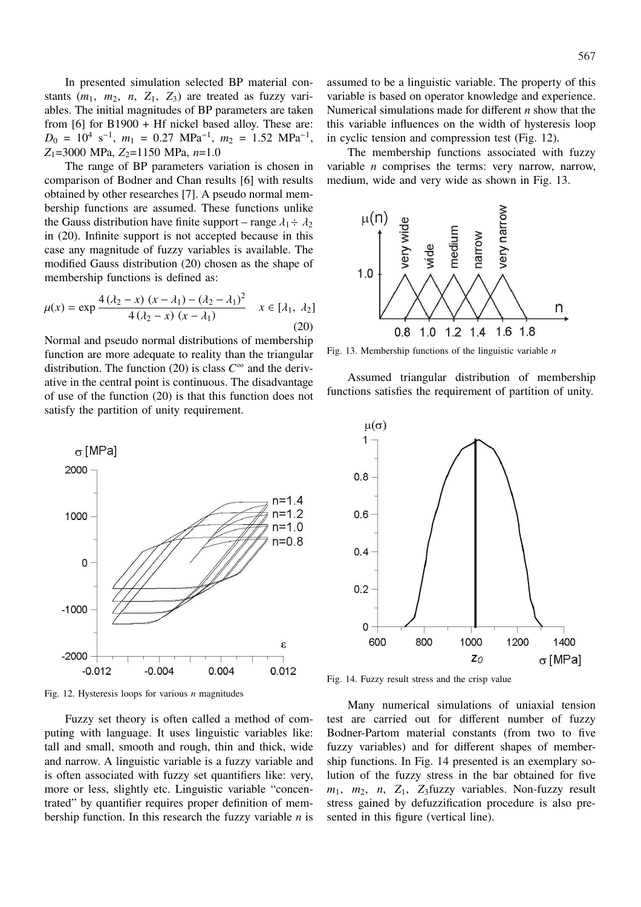In presented simulation selected BP material constants ($m_1$, $m_2$, $n$, $Z_1$, $Z_3$) are treated as fuzzy variables. The initial magnitudes of BP parameters are taken from [6] for B1900 + Hf nickel based alloy. These are: $D_0 = 10^4$ s$^{-1}$, $m_1 = 0.27$ MPa$^{-1}$, $m_2 = 1.52$ MPa$^{-1}$, $Z_1$=3000 MPa, $Z_2$=1150 MPa, $n$=1.0

The range of BP parameters variation is chosen in comparison of Bodner and Chan results [6] with results obtained by other researches [7]. A pseudo normal membership functions are assumed. These functions unlike the Gauss distribution have finite support – range $\lambda_1 \div \lambda_2$ in (20). Infinite support is not accepted because in this case any magnitude of fuzzy variables is available. The modified Gauss distribution (20) chosen as the shape of membership functions is defined as:

$$\mu(x) = \exp \frac{4\,(\lambda_2 - x)\,(x - \lambda_1) - (\lambda_2 - \lambda_1)^2}{4\,(\lambda_2 - x)\,(x - \lambda_1)} \quad x \in [\lambda_1,\ \lambda_2] \tag{20}$$

Normal and pseudo normal distributions of membership function are more adequate to reality than the triangular distribution. The function (20) is class $C^\infty$ and the derivative in the central point is continuous. The disadvantage of use of the function (20) is that this function does not satisfy the partition of unity requirement.

Fig. 12. Hysteresis loops for various $n$ magnitudes

Fuzzy set theory is often called a method of computing with language. It uses linguistic variables like: tall and small, smooth and rough, thin and thick, wide and narrow. A linguistic variable is a fuzzy variable and is often associated with fuzzy set quantifiers like: very, more or less, slightly etc. Linguistic variable "concentrated" by quantifier requires proper definition of membership function. In this research the fuzzy variable $n$ is assumed to be a linguistic variable. The property of this variable is based on operator knowledge and experience. Numerical simulations made for different $n$ show that the this variable influences on the width of hysteresis loop in cyclic tension and compression test (Fig. 12).

The membership functions associated with fuzzy variable $n$ comprises the terms: very narrow, narrow, medium, wide and very wide as shown in Fig. 13.

Fig. 13. Membership functions of the linguistic variable $n$

Assumed triangular distribution of membership functions satisfies the requirement of partition of unity.

Fig. 14. Fuzzy result stress and the crisp value

Many numerical simulations of uniaxial tension test are carried out for different number of fuzzy Bodner-Partom material constants (from two to five fuzzy variables) and for different shapes of membership functions. In Fig. 14 presented is an exemplary solution of the fuzzy stress in the bar obtained for five $m_1$, $m_2$, $n$, $Z_1$, $Z_3$fuzzy variables. Non-fuzzy result stress gained by defuzzification procedure is also presented in this figure (vertical line).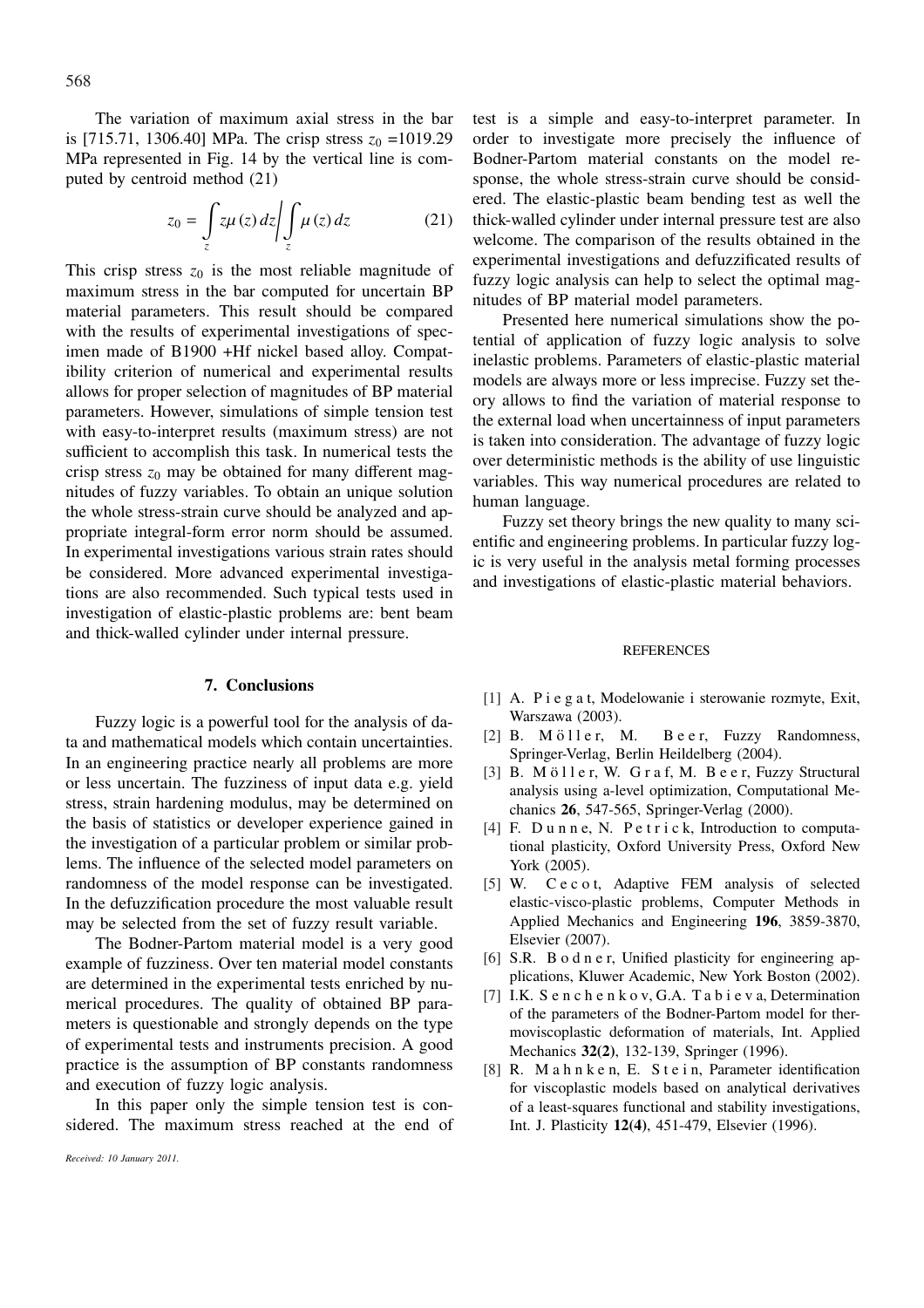The variation of maximum axial stress in the bar is [715.71, 1306.40] MPa. The crisp stress $z_0$ =1019.29 MPa represented in Fig. 14 by the vertical line is computed by centroid method (21)

$$z_0 = \int_z z\mu(z)\,dz \bigg/ \int_z \mu(z)\,dz \tag{21}$$

This crisp stress $z_0$ is the most reliable magnitude of maximum stress in the bar computed for uncertain BP material parameters. This result should be compared with the results of experimental investigations of specimen made of B1900 +Hf nickel based alloy. Compatibility criterion of numerical and experimental results allows for proper selection of magnitudes of BP material parameters. However, simulations of simple tension test with easy-to-interpret results (maximum stress) are not sufficient to accomplish this task. In numerical tests the crisp stress $z_0$ may be obtained for many different magnitudes of fuzzy variables. To obtain an unique solution the whole stress-strain curve should be analyzed and appropriate integral-form error norm should be assumed. In experimental investigations various strain rates should be considered. More advanced experimental investigations are also recommended. Such typical tests used in investigation of elastic-plastic problems are: bent beam and thick-walled cylinder under internal pressure.

## 7. Conclusions

Fuzzy logic is a powerful tool for the analysis of data and mathematical models which contain uncertainties. In an engineering practice nearly all problems are more or less uncertain. The fuzziness of input data e.g. yield stress, strain hardening modulus, may be determined on the basis of statistics or developer experience gained in the investigation of a particular problem or similar problems. The influence of the selected model parameters on randomness of the model response can be investigated. In the defuzzification procedure the most valuable result may be selected from the set of fuzzy result variable.

The Bodner-Partom material model is a very good example of fuzziness. Over ten material model constants are determined in the experimental tests enriched by numerical procedures. The quality of obtained BP parameters is questionable and strongly depends on the type of experimental tests and instruments precision. A good practice is the assumption of BP constants randomness and execution of fuzzy logic analysis.

In this paper only the simple tension test is considered. The maximum stress reached at the end of test is a simple and easy-to-interpret parameter. In order to investigate more precisely the influence of Bodner-Partom material constants on the model response, the whole stress-strain curve should be considered. The elastic-plastic beam bending test as well the thick-walled cylinder under internal pressure test are also welcome. The comparison of the results obtained in the experimental investigations and defuzzificated results of fuzzy logic analysis can help to select the optimal magnitudes of BP material model parameters.

Presented here numerical simulations show the potential of application of fuzzy logic analysis to solve inelastic problems. Parameters of elastic-plastic material models are always more or less imprecise. Fuzzy set theory allows to find the variation of material response to the external load when uncertainness of input parameters is taken into consideration. The advantage of fuzzy logic over deterministic methods is the ability of use linguistic variables. This way numerical procedures are related to human language.

Fuzzy set theory brings the new quality to many scientific and engineering problems. In particular fuzzy logic is very useful in the analysis metal forming processes and investigations of elastic-plastic material behaviors.

Received: 10 January 2011.

### REFERENCES

[1] A. Piegat, Modelowanie i sterowanie rozmyte, Exit, Warszawa (2003).

[2] B. Möller, M. Beer, Fuzzy Randomness, Springer-Verlag, Berlin Heildelberg (2004).

[3] B. Möller, W. Graf, M. Beer, Fuzzy Structural analysis using a-level optimization, Computational Mechanics **26**, 547-565, Springer-Verlag (2000).

[4] F. Dunne, N. Petrick, Introduction to computational plasticity, Oxford University Press, Oxford New York (2005).

[5] W. Cecot, Adaptive FEM analysis of selected elastic-visco-plastic problems, Computer Methods in Applied Mechanics and Engineering **196**, 3859-3870, Elsevier (2007).

[6] S.R. Bodner, Unified plasticity for engineering applications, Kluwer Academic, New York Boston (2002).

[7] I.K. Senchenkov, G.A. Tabieva, Determination of the parameters of the Bodner-Partom model for thermoviscoplastic deformation of materials, Int. Applied Mechanics **32(2)**, 132-139, Springer (1996).

[8] R. Mahnken, E. Stein, Parameter identification for viscoplastic models based on analytical derivatives of a least-squares functional and stability investigations, Int. J. Plasticity **12(4)**, 451-479, Elsevier (1996).